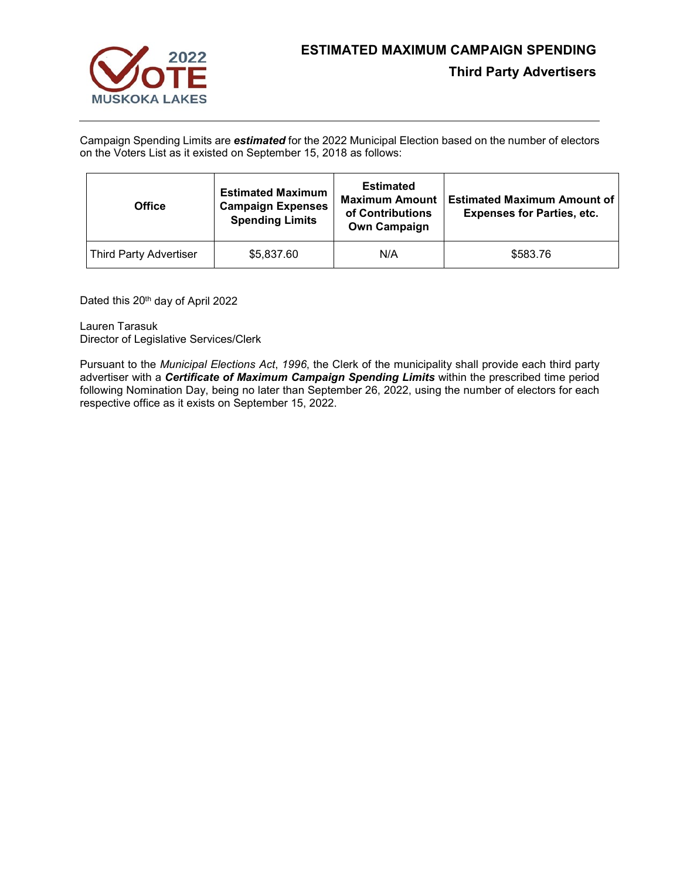# ESTIMATED MAXIMUM CAMPAIGN SPENDING

## Third Party Advertisers

Campaign Spending Limits are ***estimated*** for the 2022 Municipal Election based on the number of electors on the Voters List as it existed on September 15, 2018 as follows:

| Office | Estimated Maximum Campaign Expenses Spending Limits | Estimated Maximum Amount of Contributions Own Campaign | Estimated Maximum Amount of Expenses for Parties, etc. |
|---|---|---|---|
| Third Party Advertiser | $5,837.60 | N/A | $583.76 |

Dated this 20th day of April 2022

Lauren Tarasuk
Director of Legislative Services/Clerk

Pursuant to the *Municipal Elections Act*, *1996*, the Clerk of the municipality shall provide each third party advertiser with a ***Certificate of Maximum Campaign Spending Limits*** within the prescribed time period following Nomination Day, being no later than September 26, 2022, using the number of electors for each respective office as it exists on September 15, 2022.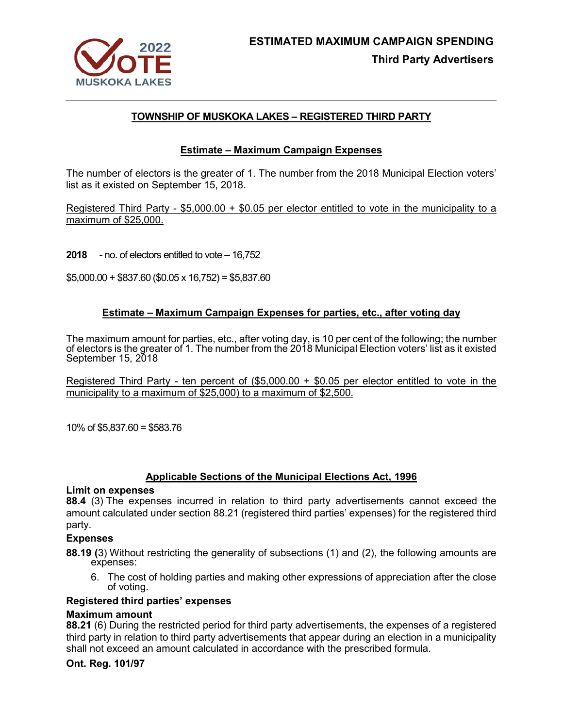# ESTIMATED MAXIMUM CAMPAIGN SPENDING

## Third Party Advertisers

### TOWNSHIP OF MUSKOKA LAKES – REGISTERED THIRD PARTY

### Estimate – Maximum Campaign Expenses

The number of electors is the greater of 1. The number from the 2018 Municipal Election voters' list as it existed on September 15, 2018.

Registered Third Party - $5,000.00 + $0.05 per elector entitled to vote in the municipality to a maximum of $25,000.

**2018** - no. of electors entitled to vote – 16,752

$5,000.00 + $837.60 ($0.05 x 16,752) = $5,837.60

### Estimate – Maximum Campaign Expenses for parties, etc., after voting day

The maximum amount for parties, etc., after voting day, is 10 per cent of the following; the number of electors is the greater of 1. The number from the 2018 Municipal Election voters' list as it existed September 15, 2018

Registered Third Party - ten percent of ($5,000.00 + $0.05 per elector entitled to vote in the municipality to a maximum of $25,000) to a maximum of $2,500.

10% of $5,837.60 = $583.76

### Applicable Sections of the Municipal Elections Act, 1996

**Limit on expenses**

**88.4** (3) The expenses incurred in relation to third party advertisements cannot exceed the amount calculated under section 88.21 (registered third parties' expenses) for the registered third party.

**Expenses**

**88.19 (**3) Without restricting the generality of subsections (1) and (2), the following amounts are expenses:

6. The cost of holding parties and making other expressions of appreciation after the close of voting.

**Registered third parties' expenses**

**Maximum amount**

**88.21** (6) During the restricted period for third party advertisements, the expenses of a registered third party in relation to third party advertisements that appear during an election in a municipality shall not exceed an amount calculated in accordance with the prescribed formula.

**Ont. Reg. 101/97**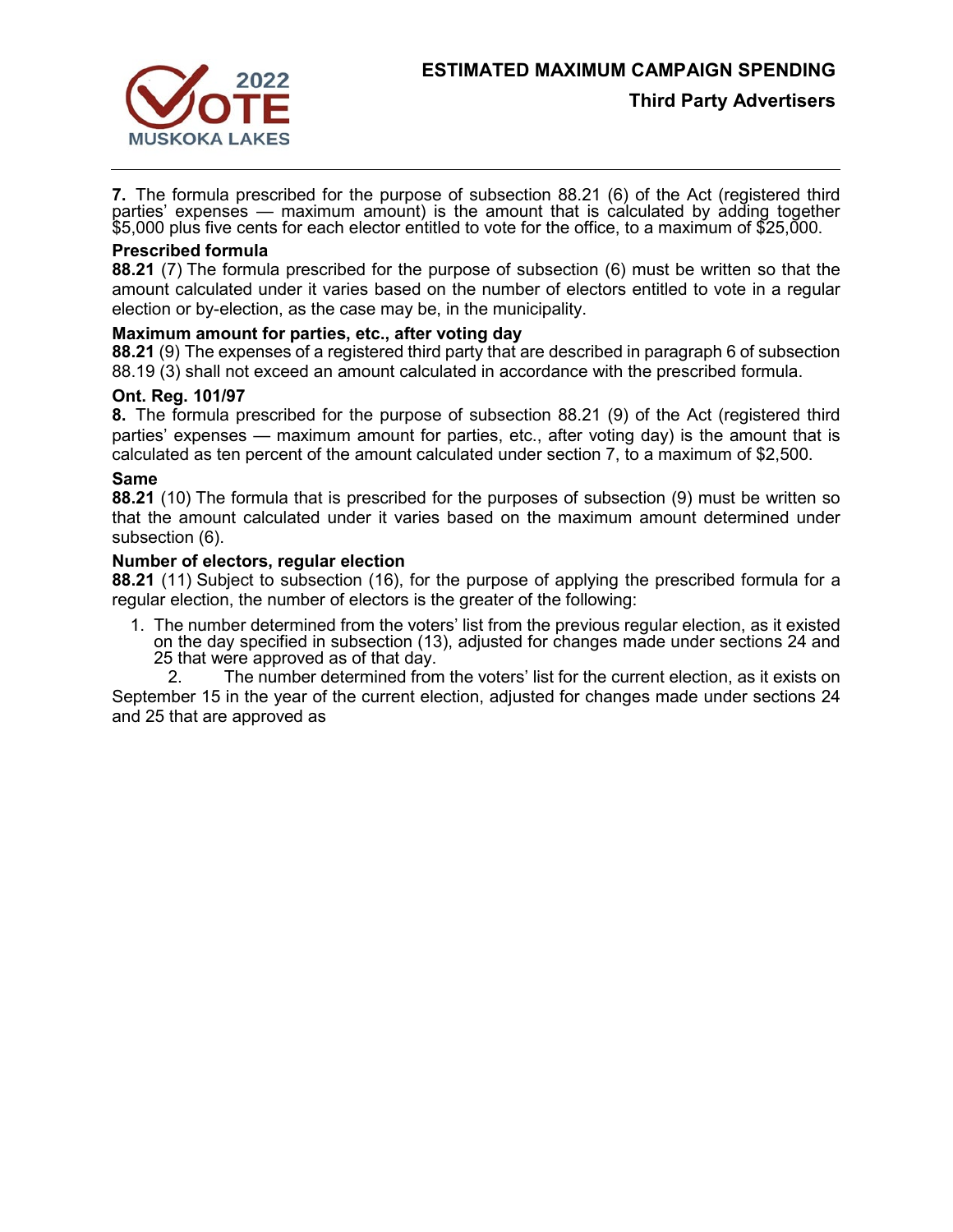**7.** The formula prescribed for the purpose of subsection 88.21 (6) of the Act (registered third parties' expenses — maximum amount) is the amount that is calculated by adding together $5,000 plus five cents for each elector entitled to vote for the office, to a maximum of $25,000.

**Prescribed formula**

**88.21** (7) The formula prescribed for the purpose of subsection (6) must be written so that the amount calculated under it varies based on the number of electors entitled to vote in a regular election or by-election, as the case may be, in the municipality.

**Maximum amount for parties, etc., after voting day**

**88.21** (9) The expenses of a registered third party that are described in paragraph 6 of subsection 88.19 (3) shall not exceed an amount calculated in accordance with the prescribed formula.

**Ont. Reg. 101/97**

**8.** The formula prescribed for the purpose of subsection 88.21 (9) of the Act (registered third parties' expenses — maximum amount for parties, etc., after voting day) is the amount that is calculated as ten percent of the amount calculated under section 7, to a maximum of $2,500.

**Same**

**88.21** (10) The formula that is prescribed for the purposes of subsection (9) must be written so that the amount calculated under it varies based on the maximum amount determined under subsection (6).

**Number of electors, regular election**

**88.21** (11) Subject to subsection (16), for the purpose of applying the prescribed formula for a regular election, the number of electors is the greater of the following:

1. The number determined from the voters' list from the previous regular election, as it existed on the day specified in subsection (13), adjusted for changes made under sections 24 and 25 that were approved as of that day.
2. The number determined from the voters' list for the current election, as it exists on September 15 in the year of the current election, adjusted for changes made under sections 24 and 25 that are approved as